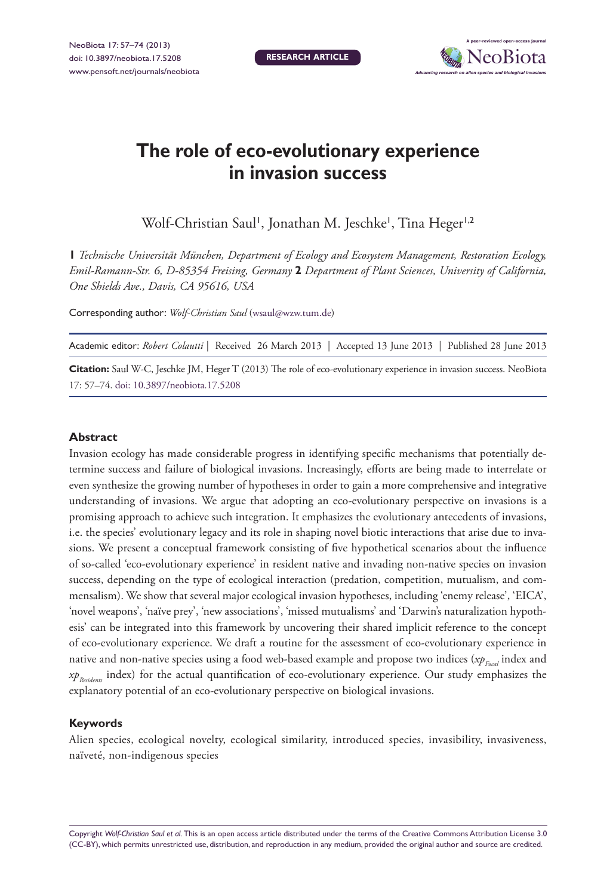# The role of eco-evolutionary experience in invasion success

Wolf-Christian Saul[1], Jonathan M. Jeschke[1], Tina Heger[1,2]

**1** *Technische Universität München, Department of Ecology and Ecosystem Management, Restoration Ecology, Emil-Ramann-Str. 6, D-85354 Freising, Germany* **2** *Department of Plant Sciences, University of California, One Shields Ave., Davis, CA 95616, USA*

Corresponding author: *Wolf-Christian Saul* (wsaul@wzw.tum.de)

Academic editor: *Robert Colautti* | Received 26 March 2013 | Accepted 13 June 2013 | Published 28 June 2013

**Citation:** Saul W-C, Jeschke JM, Heger T (2013) The role of eco-evolutionary experience in invasion success. NeoBiota 17: 57–74. doi: 10.3897/neobiota.17.5208

## Abstract

Invasion ecology has made considerable progress in identifying specific mechanisms that potentially determine success and failure of biological invasions. Increasingly, efforts are being made to interrelate or even synthesize the growing number of hypotheses in order to gain a more comprehensive and integrative understanding of invasions. We argue that adopting an eco-evolutionary perspective on invasions is a promising approach to achieve such integration. It emphasizes the evolutionary antecedents of invasions, i.e. the species' evolutionary legacy and its role in shaping novel biotic interactions that arise due to invasions. We present a conceptual framework consisting of five hypothetical scenarios about the influence of so-called 'eco-evolutionary experience' in resident native and invading non-native species on invasion success, depending on the type of ecological interaction (predation, competition, mutualism, and commensalism). We show that several major ecological invasion hypotheses, including 'enemy release', 'EICA', 'novel weapons', 'naïve prey', 'new associations', 'missed mutualisms' and 'Darwin's naturalization hypothesis' can be integrated into this framework by uncovering their shared implicit reference to the concept of eco-evolutionary experience. We draft a routine for the assessment of eco-evolutionary experience in native and non-native species using a food web-based example and propose two indices ($xp_{Focal}$ index and $xp_{Residents}$ index) for the actual quantification of eco-evolutionary experience. Our study emphasizes the explanatory potential of an eco-evolutionary perspective on biological invasions.

## Keywords

Alien species, ecological novelty, ecological similarity, introduced species, invasibility, invasiveness, naïveté, non-indigenous species

Copyright *Wolf-Christian Saul et al.* This is an open access article distributed under the terms of the Creative Commons Attribution License 3.0 (CC-BY), which permits unrestricted use, distribution, and reproduction in any medium, provided the original author and source are credited.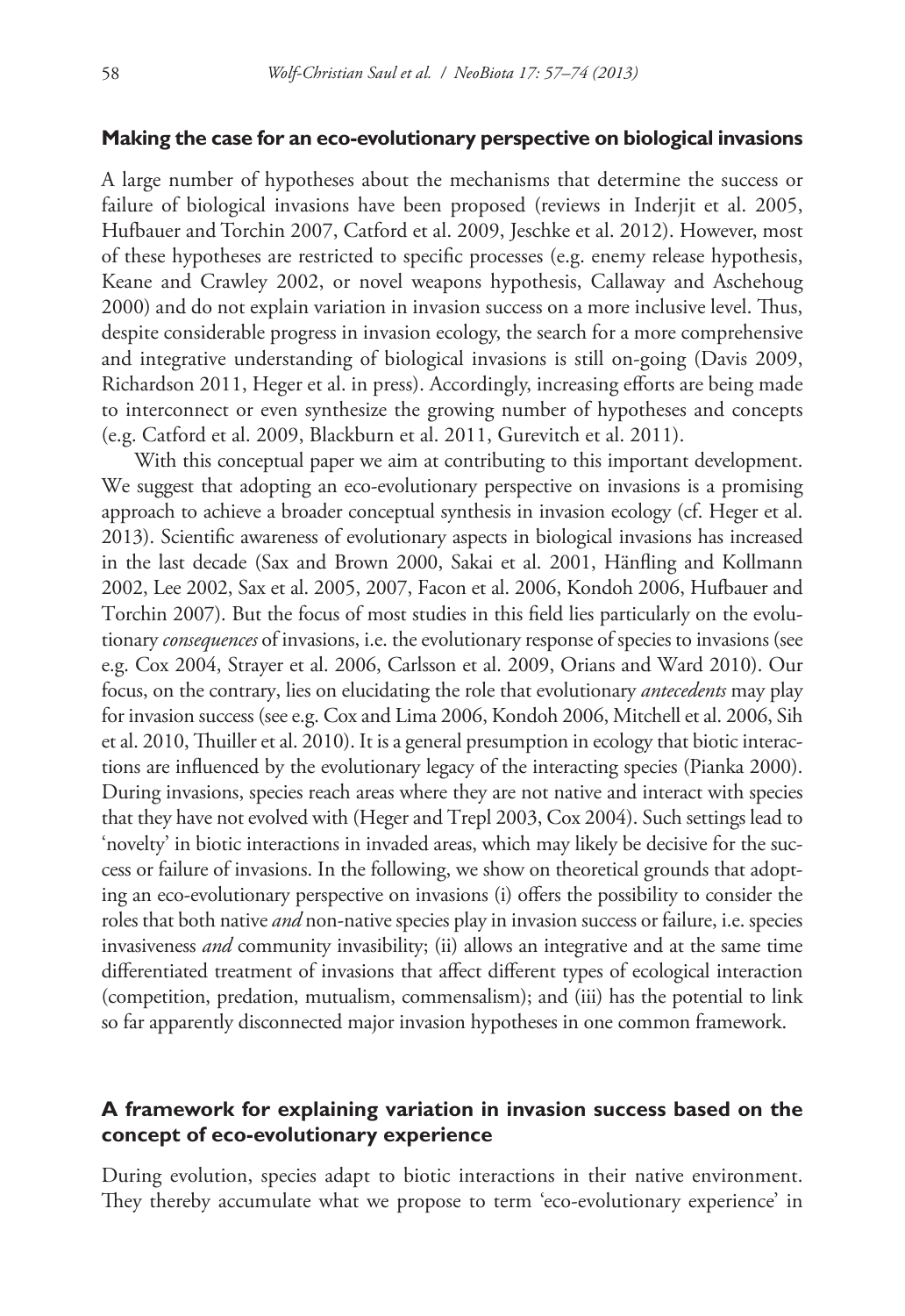## Making the case for an eco-evolutionary perspective on biological invasions

A large number of hypotheses about the mechanisms that determine the success or failure of biological invasions have been proposed (reviews in Inderjit et al. 2005, Hufbauer and Torchin 2007, Catford et al. 2009, Jeschke et al. 2012). However, most of these hypotheses are restricted to specific processes (e.g. enemy release hypothesis, Keane and Crawley 2002, or novel weapons hypothesis, Callaway and Aschehoug 2000) and do not explain variation in invasion success on a more inclusive level. Thus, despite considerable progress in invasion ecology, the search for a more comprehensive and integrative understanding of biological invasions is still on-going (Davis 2009, Richardson 2011, Heger et al. in press). Accordingly, increasing efforts are being made to interconnect or even synthesize the growing number of hypotheses and concepts (e.g. Catford et al. 2009, Blackburn et al. 2011, Gurevitch et al. 2011).

With this conceptual paper we aim at contributing to this important development. We suggest that adopting an eco-evolutionary perspective on invasions is a promising approach to achieve a broader conceptual synthesis in invasion ecology (cf. Heger et al. 2013). Scientific awareness of evolutionary aspects in biological invasions has increased in the last decade (Sax and Brown 2000, Sakai et al. 2001, Hänfling and Kollmann 2002, Lee 2002, Sax et al. 2005, 2007, Facon et al. 2006, Kondoh 2006, Hufbauer and Torchin 2007). But the focus of most studies in this field lies particularly on the evolutionary *consequences* of invasions, i.e. the evolutionary response of species to invasions (see e.g. Cox 2004, Strayer et al. 2006, Carlsson et al. 2009, Orians and Ward 2010). Our focus, on the contrary, lies on elucidating the role that evolutionary *antecedents* may play for invasion success (see e.g. Cox and Lima 2006, Kondoh 2006, Mitchell et al. 2006, Sih et al. 2010, Thuiller et al. 2010). It is a general presumption in ecology that biotic interactions are influenced by the evolutionary legacy of the interacting species (Pianka 2000). During invasions, species reach areas where they are not native and interact with species that they have not evolved with (Heger and Trepl 2003, Cox 2004). Such settings lead to 'novelty' in biotic interactions in invaded areas, which may likely be decisive for the success or failure of invasions. In the following, we show on theoretical grounds that adopting an eco-evolutionary perspective on invasions (i) offers the possibility to consider the roles that both native *and* non-native species play in invasion success or failure, i.e. species invasiveness *and* community invasibility; (ii) allows an integrative and at the same time differentiated treatment of invasions that affect different types of ecological interaction (competition, predation, mutualism, commensalism); and (iii) has the potential to link so far apparently disconnected major invasion hypotheses in one common framework.

## A framework for explaining variation in invasion success based on the concept of eco-evolutionary experience

During evolution, species adapt to biotic interactions in their native environment. They thereby accumulate what we propose to term 'eco-evolutionary experience' in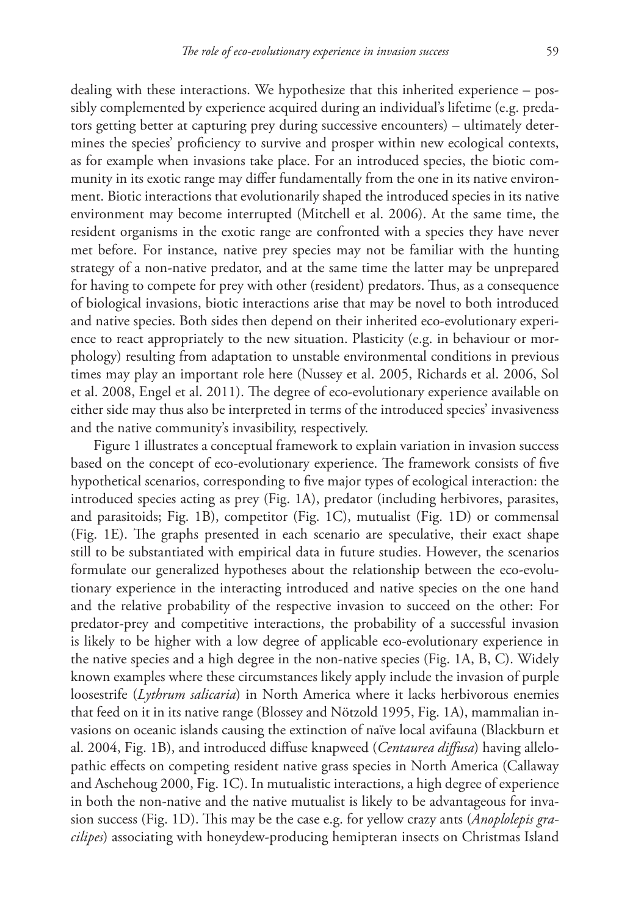dealing with these interactions. We hypothesize that this inherited experience – possibly complemented by experience acquired during an individual's lifetime (e.g. predators getting better at capturing prey during successive encounters) – ultimately determines the species' proficiency to survive and prosper within new ecological contexts, as for example when invasions take place. For an introduced species, the biotic community in its exotic range may differ fundamentally from the one in its native environment. Biotic interactions that evolutionarily shaped the introduced species in its native environment may become interrupted (Mitchell et al. 2006). At the same time, the resident organisms in the exotic range are confronted with a species they have never met before. For instance, native prey species may not be familiar with the hunting strategy of a non-native predator, and at the same time the latter may be unprepared for having to compete for prey with other (resident) predators. Thus, as a consequence of biological invasions, biotic interactions arise that may be novel to both introduced and native species. Both sides then depend on their inherited eco-evolutionary experience to react appropriately to the new situation. Plasticity (e.g. in behaviour or morphology) resulting from adaptation to unstable environmental conditions in previous times may play an important role here (Nussey et al. 2005, Richards et al. 2006, Sol et al. 2008, Engel et al. 2011). The degree of eco-evolutionary experience available on either side may thus also be interpreted in terms of the introduced species' invasiveness and the native community's invasibility, respectively.

Figure 1 illustrates a conceptual framework to explain variation in invasion success based on the concept of eco-evolutionary experience. The framework consists of five hypothetical scenarios, corresponding to five major types of ecological interaction: the introduced species acting as prey (Fig. 1A), predator (including herbivores, parasites, and parasitoids; Fig. 1B), competitor (Fig. 1C), mutualist (Fig. 1D) or commensal (Fig. 1E). The graphs presented in each scenario are speculative, their exact shape still to be substantiated with empirical data in future studies. However, the scenarios formulate our generalized hypotheses about the relationship between the eco-evolutionary experience in the interacting introduced and native species on the one hand and the relative probability of the respective invasion to succeed on the other: For predator-prey and competitive interactions, the probability of a successful invasion is likely to be higher with a low degree of applicable eco-evolutionary experience in the native species and a high degree in the non-native species (Fig. 1A, B, C). Widely known examples where these circumstances likely apply include the invasion of purple loosestrife (*Lythrum salicaria*) in North America where it lacks herbivorous enemies that feed on it in its native range (Blossey and Nötzold 1995, Fig. 1A), mammalian invasions on oceanic islands causing the extinction of naïve local avifauna (Blackburn et al. 2004, Fig. 1B), and introduced diffuse knapweed (*Centaurea diffusa*) having allelopathic effects on competing resident native grass species in North America (Callaway and Aschehoug 2000, Fig. 1C). In mutualistic interactions, a high degree of experience in both the non-native and the native mutualist is likely to be advantageous for invasion success (Fig. 1D). This may be the case e.g. for yellow crazy ants (*Anoplolepis gracilipes*) associating with honeydew-producing hemipteran insects on Christmas Island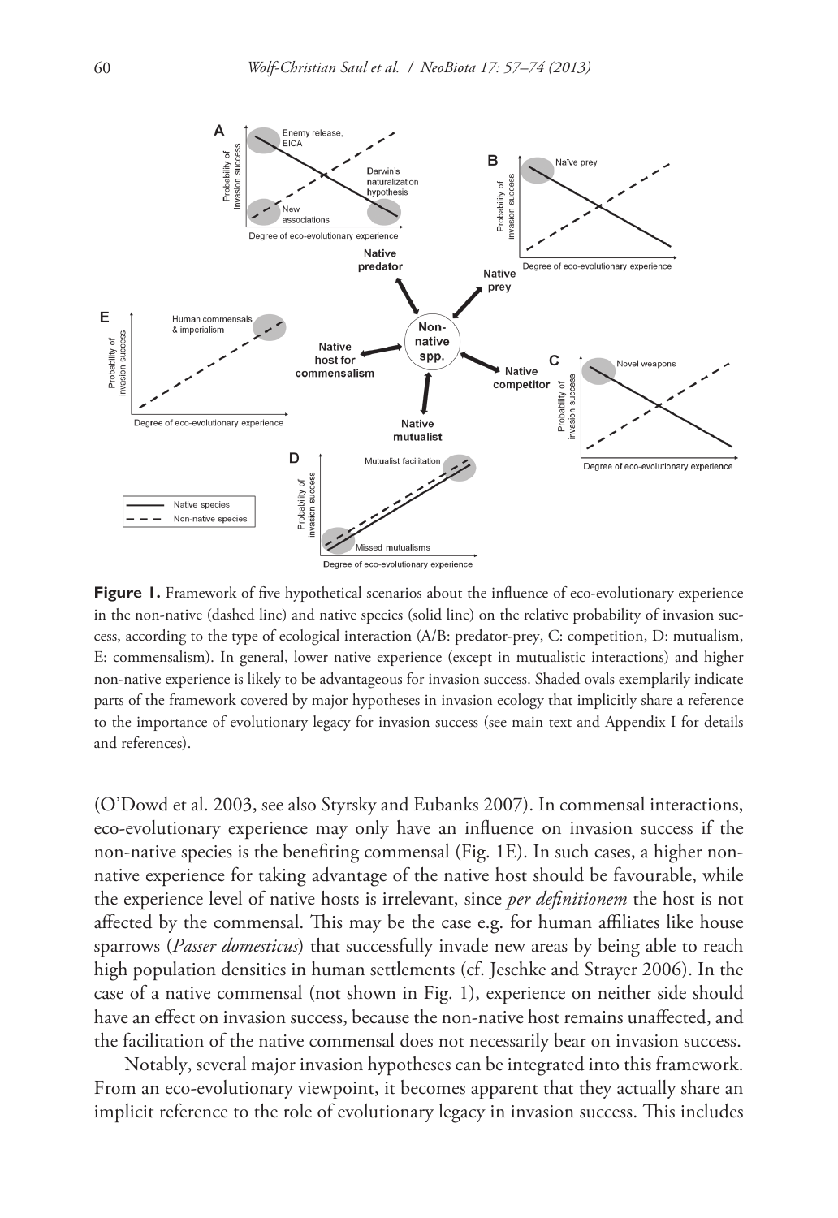**Figure 1.** Framework of five hypothetical scenarios about the influence of eco-evolutionary experience in the non-native (dashed line) and native species (solid line) on the relative probability of invasion success, according to the type of ecological interaction (A/B: predator-prey, C: competition, D: mutualism, E: commensalism). In general, lower native experience (except in mutualistic interactions) and higher non-native experience is likely to be advantageous for invasion success. Shaded ovals exemplarily indicate parts of the framework covered by major hypotheses in invasion ecology that implicitly share a reference to the importance of evolutionary legacy for invasion success (see main text and Appendix I for details and references).

(O'Dowd et al. 2003, see also Styrsky and Eubanks 2007). In commensal interactions, eco-evolutionary experience may only have an influence on invasion success if the non-native species is the benefiting commensal (Fig. 1E). In such cases, a higher non-native experience for taking advantage of the native host should be favourable, while the experience level of native hosts is irrelevant, since *per definitionem* the host is not affected by the commensal. This may be the case e.g. for human affiliates like house sparrows (*Passer domesticus*) that successfully invade new areas by being able to reach high population densities in human settlements (cf. Jeschke and Strayer 2006). In the case of a native commensal (not shown in Fig. 1), experience on neither side should have an effect on invasion success, because the non-native host remains unaffected, and the facilitation of the native commensal does not necessarily bear on invasion success.

Notably, several major invasion hypotheses can be integrated into this framework. From an eco-evolutionary viewpoint, it becomes apparent that they actually share an implicit reference to the role of evolutionary legacy in invasion success. This includes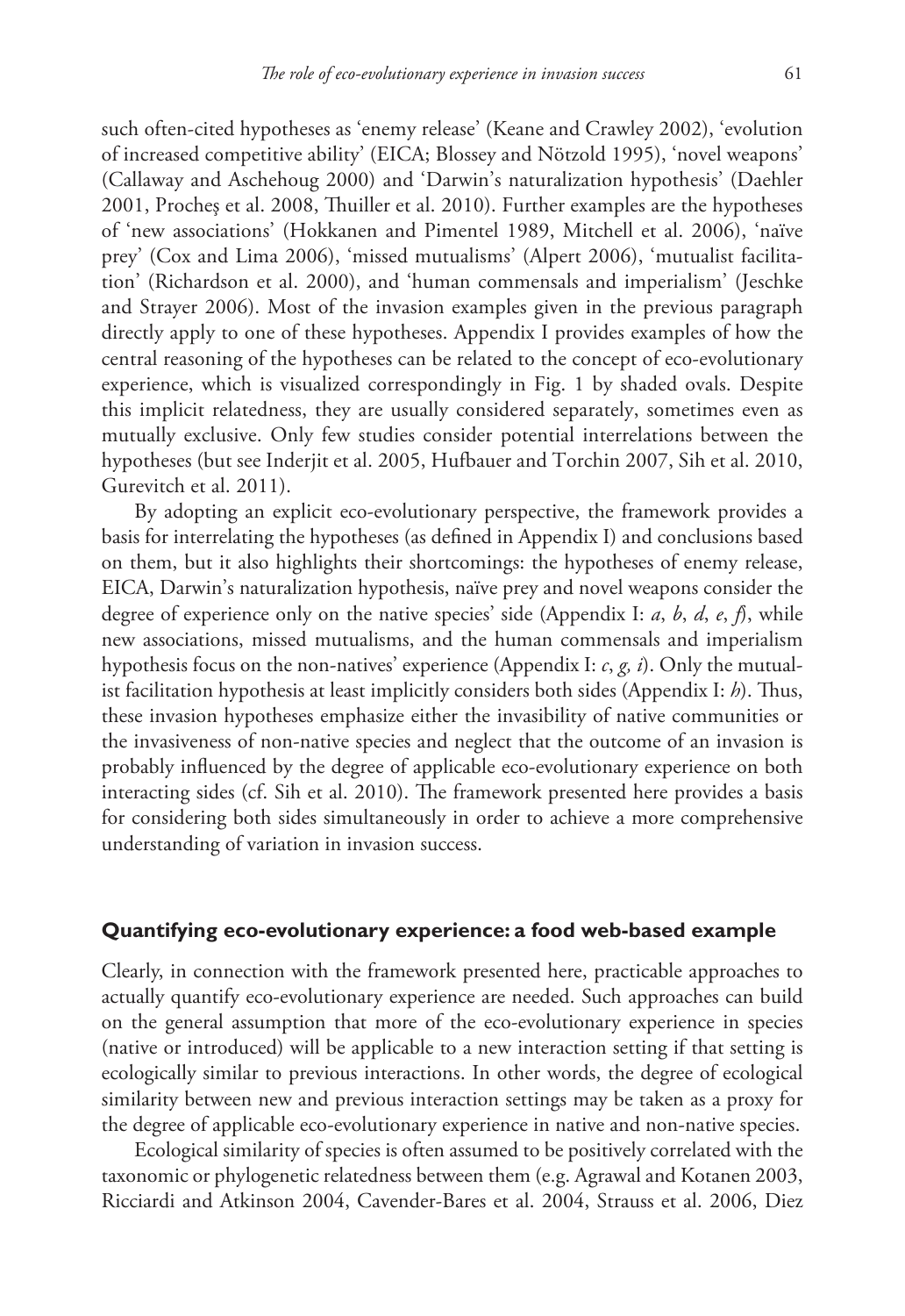such often-cited hypotheses as 'enemy release' (Keane and Crawley 2002), 'evolution of increased competitive ability' (EICA; Blossey and Nötzold 1995), 'novel weapons' (Callaway and Aschehoug 2000) and 'Darwin's naturalization hypothesis' (Daehler 2001, Procheş et al. 2008, Thuiller et al. 2010). Further examples are the hypotheses of 'new associations' (Hokkanen and Pimentel 1989, Mitchell et al. 2006), 'naïve prey' (Cox and Lima 2006), 'missed mutualisms' (Alpert 2006), 'mutualist facilitation' (Richardson et al. 2000), and 'human commensals and imperialism' (Jeschke and Strayer 2006). Most of the invasion examples given in the previous paragraph directly apply to one of these hypotheses. Appendix I provides examples of how the central reasoning of the hypotheses can be related to the concept of eco-evolutionary experience, which is visualized correspondingly in Fig. 1 by shaded ovals. Despite this implicit relatedness, they are usually considered separately, sometimes even as mutually exclusive. Only few studies consider potential interrelations between the hypotheses (but see Inderjit et al. 2005, Hufbauer and Torchin 2007, Sih et al. 2010, Gurevitch et al. 2011).

By adopting an explicit eco-evolutionary perspective, the framework provides a basis for interrelating the hypotheses (as defined in Appendix I) and conclusions based on them, but it also highlights their shortcomings: the hypotheses of enemy release, EICA, Darwin's naturalization hypothesis, naïve prey and novel weapons consider the degree of experience only on the native species' side (Appendix I: *a*, *b*, *d*, *e*, *f*), while new associations, missed mutualisms, and the human commensals and imperialism hypothesis focus on the non-natives' experience (Appendix I: *c*, *g, i*). Only the mutualist facilitation hypothesis at least implicitly considers both sides (Appendix I: *h*). Thus, these invasion hypotheses emphasize either the invasibility of native communities or the invasiveness of non-native species and neglect that the outcome of an invasion is probably influenced by the degree of applicable eco-evolutionary experience on both interacting sides (cf. Sih et al. 2010). The framework presented here provides a basis for considering both sides simultaneously in order to achieve a more comprehensive understanding of variation in invasion success.

## Quantifying eco-evolutionary experience: a food web-based example

Clearly, in connection with the framework presented here, practicable approaches to actually quantify eco-evolutionary experience are needed. Such approaches can build on the general assumption that more of the eco-evolutionary experience in species (native or introduced) will be applicable to a new interaction setting if that setting is ecologically similar to previous interactions. In other words, the degree of ecological similarity between new and previous interaction settings may be taken as a proxy for the degree of applicable eco-evolutionary experience in native and non-native species.

Ecological similarity of species is often assumed to be positively correlated with the taxonomic or phylogenetic relatedness between them (e.g. Agrawal and Kotanen 2003, Ricciardi and Atkinson 2004, Cavender-Bares et al. 2004, Strauss et al. 2006, Diez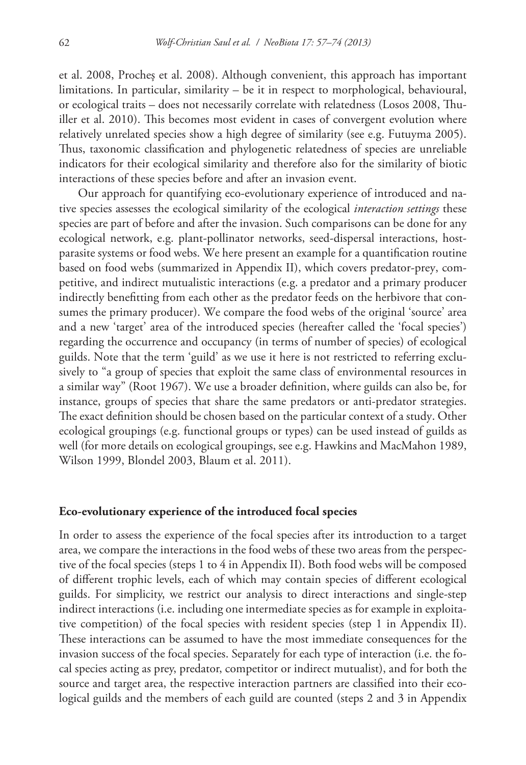et al. 2008, Procheş et al. 2008). Although convenient, this approach has important limitations. In particular, similarity – be it in respect to morphological, behavioural, or ecological traits – does not necessarily correlate with relatedness (Losos 2008, Thuiller et al. 2010). This becomes most evident in cases of convergent evolution where relatively unrelated species show a high degree of similarity (see e.g. Futuyma 2005). Thus, taxonomic classification and phylogenetic relatedness of species are unreliable indicators for their ecological similarity and therefore also for the similarity of biotic interactions of these species before and after an invasion event.

Our approach for quantifying eco-evolutionary experience of introduced and native species assesses the ecological similarity of the ecological *interaction settings* these species are part of before and after the invasion. Such comparisons can be done for any ecological network, e.g. plant-pollinator networks, seed-dispersal interactions, host-parasite systems or food webs. We here present an example for a quantification routine based on food webs (summarized in Appendix II), which covers predator-prey, competitive, and indirect mutualistic interactions (e.g. a predator and a primary producer indirectly benefitting from each other as the predator feeds on the herbivore that consumes the primary producer). We compare the food webs of the original 'source' area and a new 'target' area of the introduced species (hereafter called the 'focal species') regarding the occurrence and occupancy (in terms of number of species) of ecological guilds. Note that the term 'guild' as we use it here is not restricted to referring exclusively to "a group of species that exploit the same class of environmental resources in a similar way" (Root 1967). We use a broader definition, where guilds can also be, for instance, groups of species that share the same predators or anti-predator strategies. The exact definition should be chosen based on the particular context of a study. Other ecological groupings (e.g. functional groups or types) can be used instead of guilds as well (for more details on ecological groupings, see e.g. Hawkins and MacMahon 1989, Wilson 1999, Blondel 2003, Blaum et al. 2011).

### Eco-evolutionary experience of the introduced focal species

In order to assess the experience of the focal species after its introduction to a target area, we compare the interactions in the food webs of these two areas from the perspective of the focal species (steps 1 to 4 in Appendix II). Both food webs will be composed of different trophic levels, each of which may contain species of different ecological guilds. For simplicity, we restrict our analysis to direct interactions and single-step indirect interactions (i.e. including one intermediate species as for example in exploitative competition) of the focal species with resident species (step 1 in Appendix II). These interactions can be assumed to have the most immediate consequences for the invasion success of the focal species. Separately for each type of interaction (i.e. the focal species acting as prey, predator, competitor or indirect mutualist), and for both the source and target area, the respective interaction partners are classified into their ecological guilds and the members of each guild are counted (steps 2 and 3 in Appendix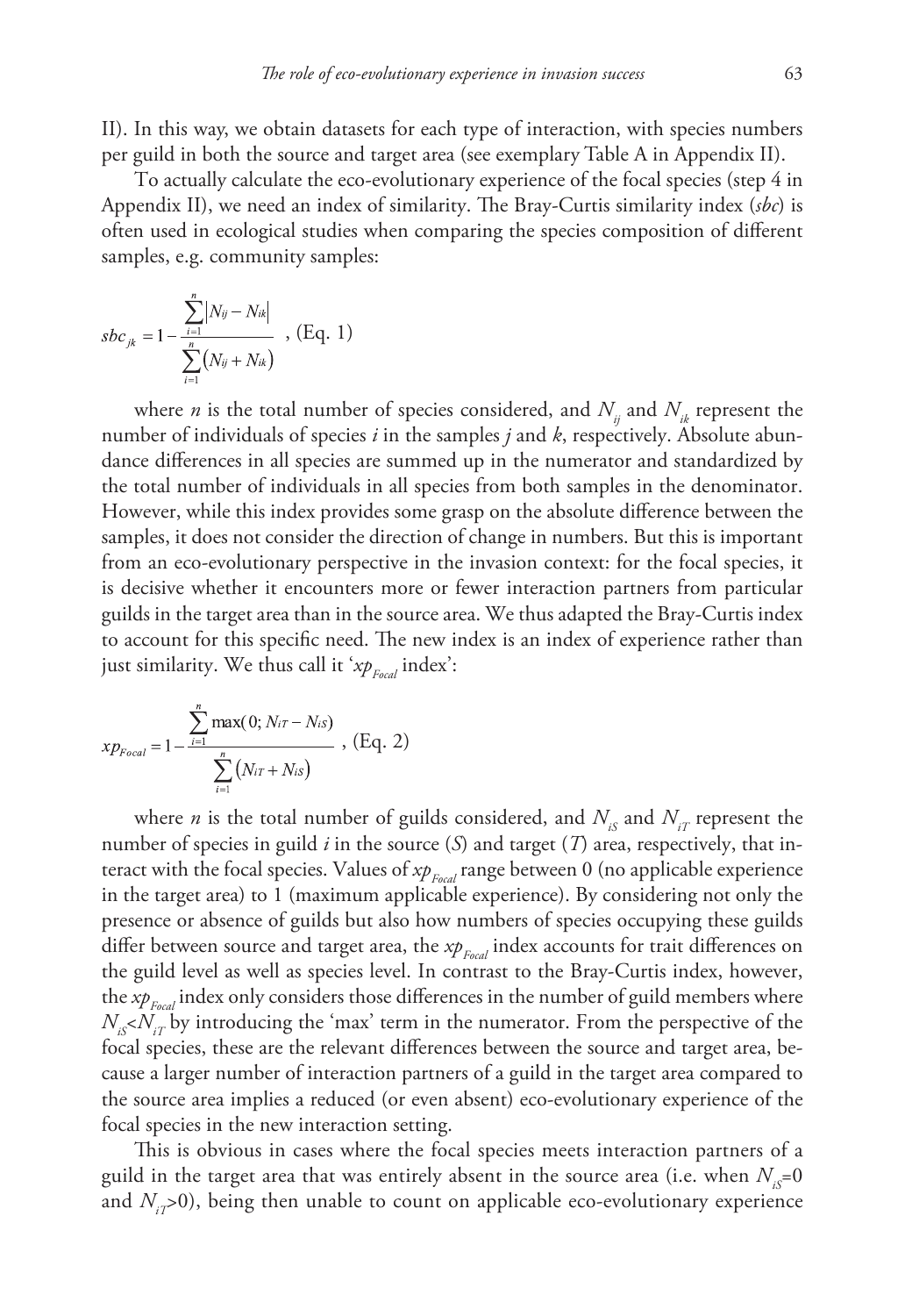II). In this way, we obtain datasets for each type of interaction, with species numbers per guild in both the source and target area (see exemplary Table A in Appendix II).

To actually calculate the eco-evolutionary experience of the focal species (step 4 in Appendix II), we need an index of similarity. The Bray-Curtis similarity index (*sbc*) is often used in ecological studies when comparing the species composition of different samples, e.g. community samples:

$$sbc_{jk} = 1 - \frac{\sum_{i=1}^{n} |N_{ij} - N_{ik}|}{\sum_{i=1}^{n} (N_{ij} + N_{ik})} \text{ , (Eq. 1)}$$

where $n$ is the total number of species considered, and $N_{ij}$ and $N_{ik}$ represent the number of individuals of species $i$ in the samples $j$ and $k$, respectively. Absolute abundance differences in all species are summed up in the numerator and standardized by the total number of individuals in all species from both samples in the denominator. However, while this index provides some grasp on the absolute difference between the samples, it does not consider the direction of change in numbers. But this is important from an eco-evolutionary perspective in the invasion context: for the focal species, it is decisive whether it encounters more or fewer interaction partners from particular guilds in the target area than in the source area. We thus adapted the Bray-Curtis index to account for this specific need. The new index is an index of experience rather than just similarity. We thus call it '$xp_{Focal}$ index':

$$xp_{Focal} = 1 - \frac{\sum_{i=1}^{n} \max(0; N_{iT} - N_{iS})}{\sum_{i=1}^{n} (N_{iT} + N_{iS})} \text{ , (Eq. 2)}$$

where $n$ is the total number of guilds considered, and $N_{iS}$ and $N_{iT}$ represent the number of species in guild $i$ in the source ($S$) and target ($T$) area, respectively, that interact with the focal species. Values of $xp_{Focal}$ range between 0 (no applicable experience in the target area) to 1 (maximum applicable experience). By considering not only the presence or absence of guilds but also how numbers of species occupying these guilds differ between source and target area, the $xp_{Focal}$ index accounts for trait differences on the guild level as well as species level. In contrast to the Bray-Curtis index, however, the $xp_{Focal}$ index only considers those differences in the number of guild members where $N_{iS} < N_{iT}$ by introducing the 'max' term in the numerator. From the perspective of the focal species, these are the relevant differences between the source and target area, because a larger number of interaction partners of a guild in the target area compared to the source area implies a reduced (or even absent) eco-evolutionary experience of the focal species in the new interaction setting.

This is obvious in cases where the focal species meets interaction partners of a guild in the target area that was entirely absent in the source area (i.e. when $N_{iS}=0$ and $N_{iT}>0$), being then unable to count on applicable eco-evolutionary experience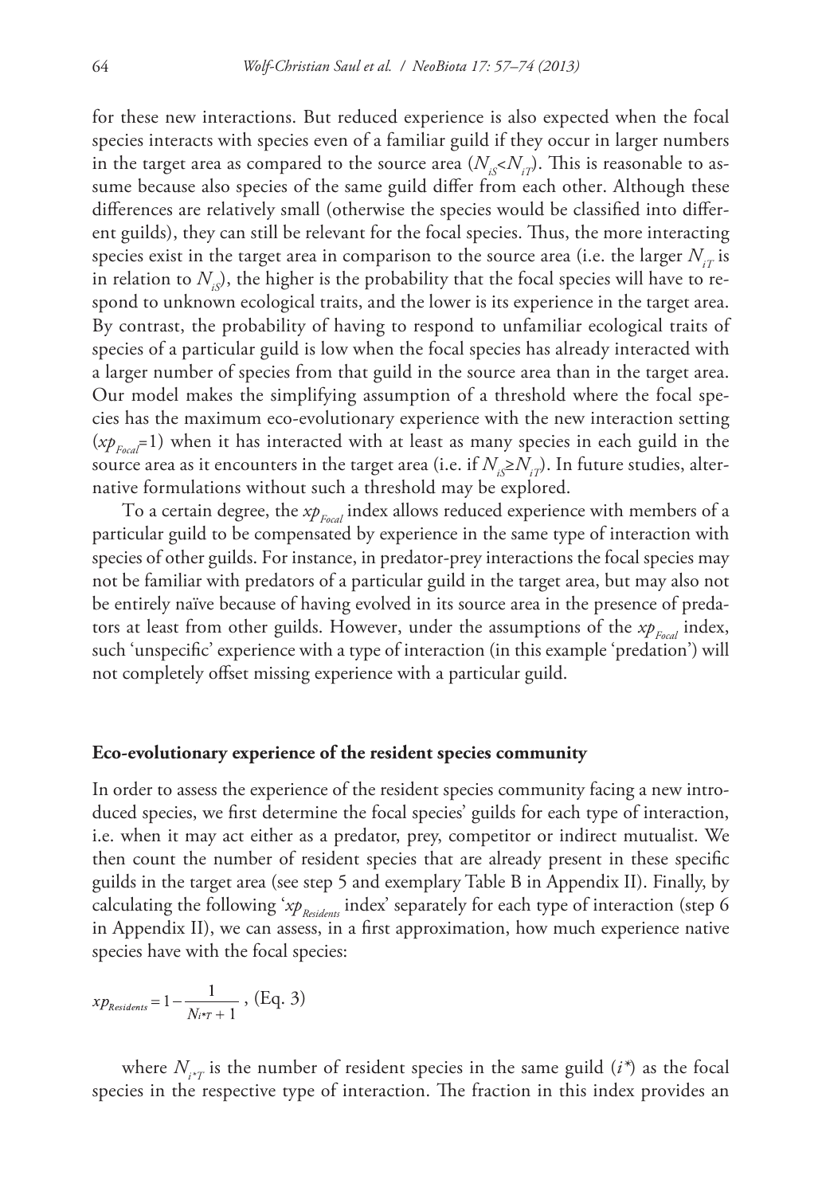for these new interactions. But reduced experience is also expected when the focal species interacts with species even of a familiar guild if they occur in larger numbers in the target area as compared to the source area ($N_{iS}<N_{iT}$). This is reasonable to assume because also species of the same guild differ from each other. Although these differences are relatively small (otherwise the species would be classified into different guilds), they can still be relevant for the focal species. Thus, the more interacting species exist in the target area in comparison to the source area (i.e. the larger $N_{iT}$ is in relation to $N_{iS}$), the higher is the probability that the focal species will have to respond to unknown ecological traits, and the lower is its experience in the target area. By contrast, the probability of having to respond to unfamiliar ecological traits of species of a particular guild is low when the focal species has already interacted with a larger number of species from that guild in the source area than in the target area. Our model makes the simplifying assumption of a threshold where the focal species has the maximum eco-evolutionary experience with the new interaction setting ($xp_{Focal}$=1) when it has interacted with at least as many species in each guild in the source area as it encounters in the target area (i.e. if $N_{iS}\geq N_{iT}$). In future studies, alternative formulations without such a threshold may be explored.

To a certain degree, the $xp_{Focal}$ index allows reduced experience with members of a particular guild to be compensated by experience in the same type of interaction with species of other guilds. For instance, in predator-prey interactions the focal species may not be familiar with predators of a particular guild in the target area, but may also not be entirely naïve because of having evolved in its source area in the presence of predators at least from other guilds. However, under the assumptions of the $xp_{Focal}$ index, such 'unspecific' experience with a type of interaction (in this example 'predation') will not completely offset missing experience with a particular guild.

### Eco-evolutionary experience of the resident species community

In order to assess the experience of the resident species community facing a new introduced species, we first determine the focal species' guilds for each type of interaction, i.e. when it may act either as a predator, prey, competitor or indirect mutualist. We then count the number of resident species that are already present in these specific guilds in the target area (see step 5 and exemplary Table B in Appendix II). Finally, by calculating the following '$xp_{Residents}$ index' separately for each type of interaction (step 6 in Appendix II), we can assess, in a first approximation, how much experience native species have with the focal species:

$$xp_{Residents} = 1 - \frac{1}{N_{i^*T} + 1}\text{, (Eq. 3)}$$

where $N_{i^*T}$ is the number of resident species in the same guild ($i^*$) as the focal species in the respective type of interaction. The fraction in this index provides an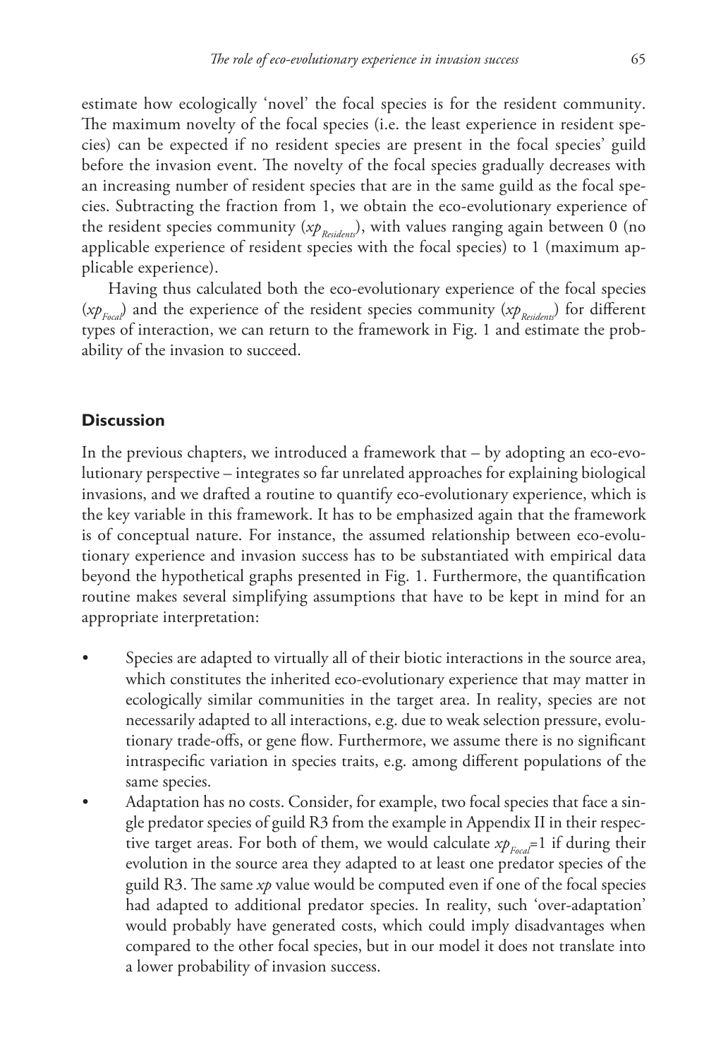estimate how ecologically 'novel' the focal species is for the resident community. The maximum novelty of the focal species (i.e. the least experience in resident species) can be expected if no resident species are present in the focal species' guild before the invasion event. The novelty of the focal species gradually decreases with an increasing number of resident species that are in the same guild as the focal species. Subtracting the fraction from 1, we obtain the eco-evolutionary experience of the resident species community ($xp_{Residents}$), with values ranging again between 0 (no applicable experience of resident species with the focal species) to 1 (maximum applicable experience).

Having thus calculated both the eco-evolutionary experience of the focal species ($xp_{Focal}$) and the experience of the resident species community ($xp_{Residents}$) for different types of interaction, we can return to the framework in Fig. 1 and estimate the probability of the invasion to succeed.

## Discussion

In the previous chapters, we introduced a framework that – by adopting an eco-evolutionary perspective – integrates so far unrelated approaches for explaining biological invasions, and we drafted a routine to quantify eco-evolutionary experience, which is the key variable in this framework. It has to be emphasized again that the framework is of conceptual nature. For instance, the assumed relationship between eco-evolutionary experience and invasion success has to be substantiated with empirical data beyond the hypothetical graphs presented in Fig. 1. Furthermore, the quantification routine makes several simplifying assumptions that have to be kept in mind for an appropriate interpretation:

- Species are adapted to virtually all of their biotic interactions in the source area, which constitutes the inherited eco-evolutionary experience that may matter in ecologically similar communities in the target area. In reality, species are not necessarily adapted to all interactions, e.g. due to weak selection pressure, evolutionary trade-offs, or gene flow. Furthermore, we assume there is no significant intraspecific variation in species traits, e.g. among different populations of the same species.
- Adaptation has no costs. Consider, for example, two focal species that face a single predator species of guild R3 from the example in Appendix II in their respective target areas. For both of them, we would calculate $xp_{Focal}=1$ if during their evolution in the source area they adapted to at least one predator species of the guild R3. The same *xp* value would be computed even if one of the focal species had adapted to additional predator species. In reality, such 'over-adaptation' would probably have generated costs, which could imply disadvantages when compared to the other focal species, but in our model it does not translate into a lower probability of invasion success.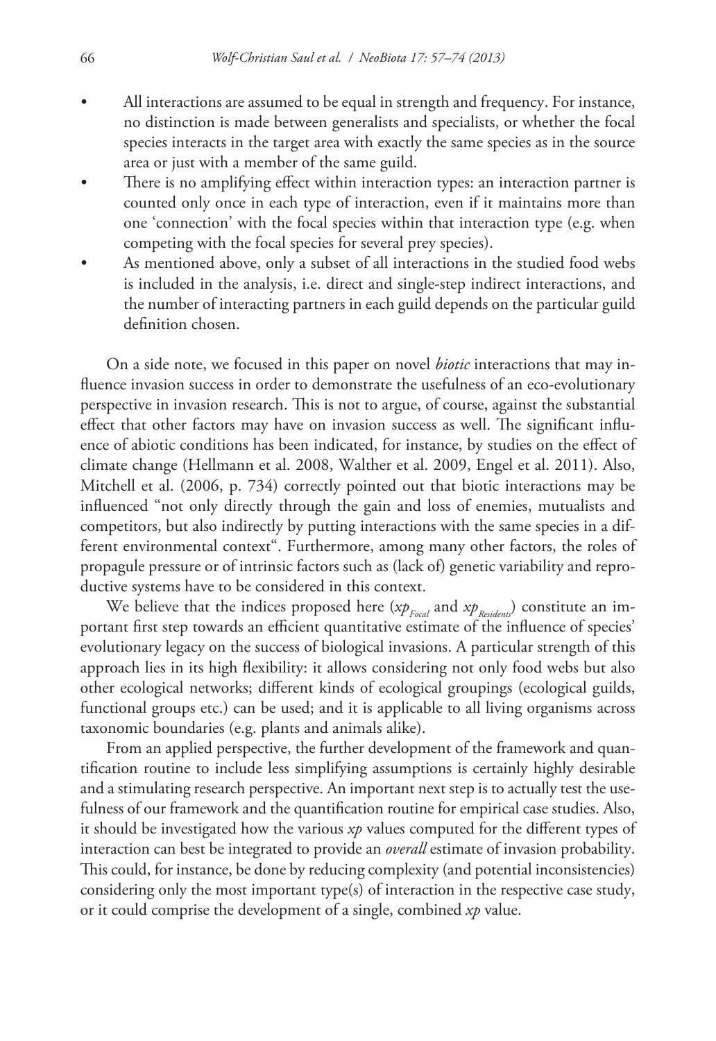- All interactions are assumed to be equal in strength and frequency. For instance, no distinction is made between generalists and specialists, or whether the focal species interacts in the target area with exactly the same species as in the source area or just with a member of the same guild.
- There is no amplifying effect within interaction types: an interaction partner is counted only once in each type of interaction, even if it maintains more than one 'connection' with the focal species within that interaction type (e.g. when competing with the focal species for several prey species).
- As mentioned above, only a subset of all interactions in the studied food webs is included in the analysis, i.e. direct and single-step indirect interactions, and the number of interacting partners in each guild depends on the particular guild definition chosen.

On a side note, we focused in this paper on novel *biotic* interactions that may influence invasion success in order to demonstrate the usefulness of an eco-evolutionary perspective in invasion research. This is not to argue, of course, against the substantial effect that other factors may have on invasion success as well. The significant influence of abiotic conditions has been indicated, for instance, by studies on the effect of climate change (Hellmann et al. 2008, Walther et al. 2009, Engel et al. 2011). Also, Mitchell et al. (2006, p. 734) correctly pointed out that biotic interactions may be influenced "not only directly through the gain and loss of enemies, mutualists and competitors, but also indirectly by putting interactions with the same species in a different environmental context". Furthermore, among many other factors, the roles of propagule pressure or of intrinsic factors such as (lack of) genetic variability and reproductive systems have to be considered in this context.

We believe that the indices proposed here ($xp_{Focal}$ and $xp_{Residents}$) constitute an important first step towards an efficient quantitative estimate of the influence of species' evolutionary legacy on the success of biological invasions. A particular strength of this approach lies in its high flexibility: it allows considering not only food webs but also other ecological networks; different kinds of ecological groupings (ecological guilds, functional groups etc.) can be used; and it is applicable to all living organisms across taxonomic boundaries (e.g. plants and animals alike).

From an applied perspective, the further development of the framework and quantification routine to include less simplifying assumptions is certainly highly desirable and a stimulating research perspective. An important next step is to actually test the usefulness of our framework and the quantification routine for empirical case studies. Also, it should be investigated how the various *xp* values computed for the different types of interaction can best be integrated to provide an *overall* estimate of invasion probability. This could, for instance, be done by reducing complexity (and potential inconsistencies) considering only the most important type(s) of interaction in the respective case study, or it could comprise the development of a single, combined *xp* value.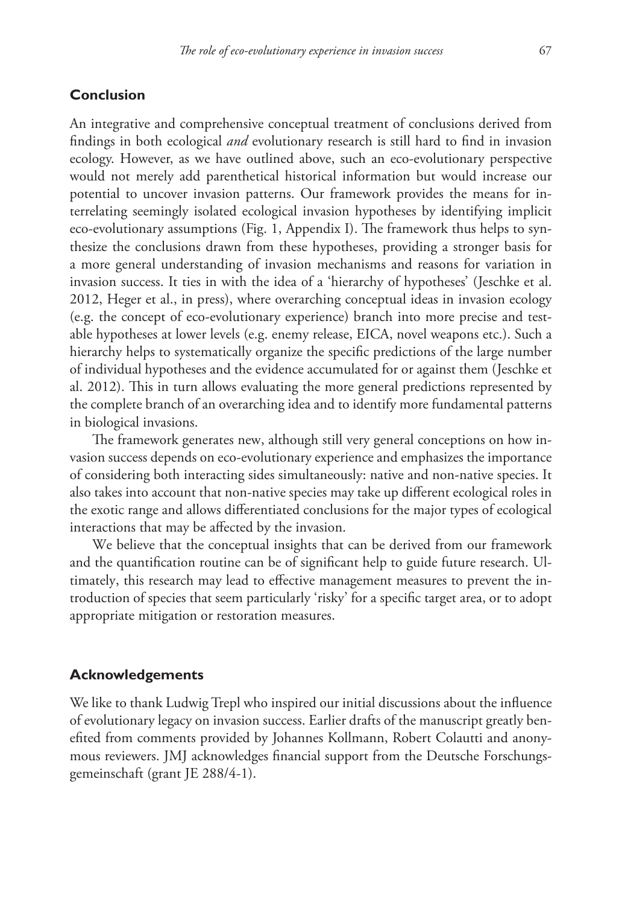## Conclusion

An integrative and comprehensive conceptual treatment of conclusions derived from findings in both ecological *and* evolutionary research is still hard to find in invasion ecology. However, as we have outlined above, such an eco-evolutionary perspective would not merely add parenthetical historical information but would increase our potential to uncover invasion patterns. Our framework provides the means for interrelating seemingly isolated ecological invasion hypotheses by identifying implicit eco-evolutionary assumptions (Fig. 1, Appendix I). The framework thus helps to synthesize the conclusions drawn from these hypotheses, providing a stronger basis for a more general understanding of invasion mechanisms and reasons for variation in invasion success. It ties in with the idea of a 'hierarchy of hypotheses' (Jeschke et al. 2012, Heger et al., in press), where overarching conceptual ideas in invasion ecology (e.g. the concept of eco-evolutionary experience) branch into more precise and testable hypotheses at lower levels (e.g. enemy release, EICA, novel weapons etc.). Such a hierarchy helps to systematically organize the specific predictions of the large number of individual hypotheses and the evidence accumulated for or against them (Jeschke et al. 2012). This in turn allows evaluating the more general predictions represented by the complete branch of an overarching idea and to identify more fundamental patterns in biological invasions.

The framework generates new, although still very general conceptions on how invasion success depends on eco-evolutionary experience and emphasizes the importance of considering both interacting sides simultaneously: native and non-native species. It also takes into account that non-native species may take up different ecological roles in the exotic range and allows differentiated conclusions for the major types of ecological interactions that may be affected by the invasion.

We believe that the conceptual insights that can be derived from our framework and the quantification routine can be of significant help to guide future research. Ultimately, this research may lead to effective management measures to prevent the introduction of species that seem particularly 'risky' for a specific target area, or to adopt appropriate mitigation or restoration measures.

## Acknowledgements

We like to thank Ludwig Trepl who inspired our initial discussions about the influence of evolutionary legacy on invasion success. Earlier drafts of the manuscript greatly benefited from comments provided by Johannes Kollmann, Robert Colautti and anonymous reviewers. JMJ acknowledges financial support from the Deutsche Forschungsgemeinschaft (grant JE 288/4-1).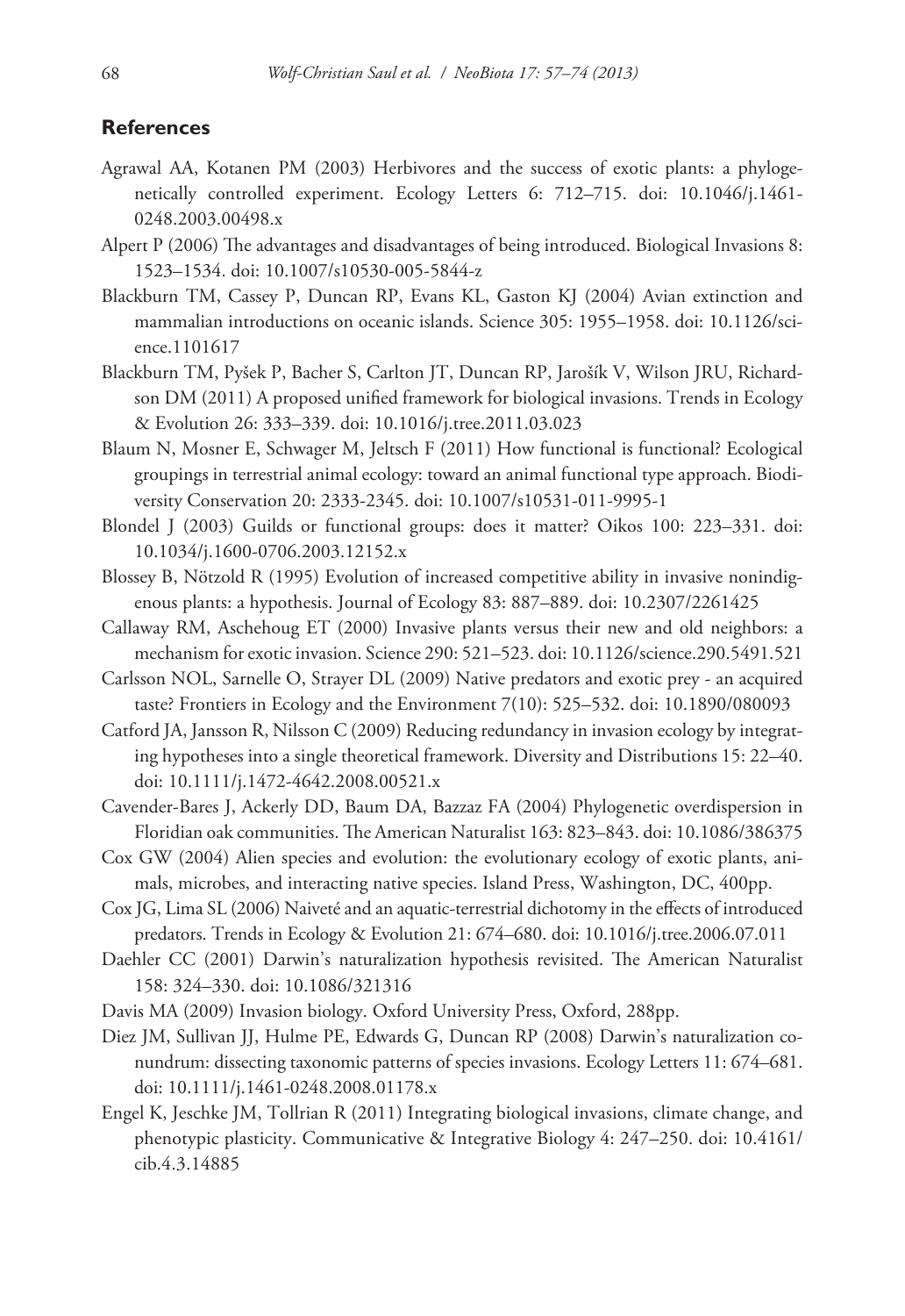## References

Agrawal AA, Kotanen PM (2003) Herbivores and the success of exotic plants: a phylogenetically controlled experiment. Ecology Letters 6: 712–715. doi: 10.1046/j.1461-0248.2003.00498.x

Alpert P (2006) The advantages and disadvantages of being introduced. Biological Invasions 8: 1523–1534. doi: 10.1007/s10530-005-5844-z

Blackburn TM, Cassey P, Duncan RP, Evans KL, Gaston KJ (2004) Avian extinction and mammalian introductions on oceanic islands. Science 305: 1955–1958. doi: 10.1126/science.1101617

Blackburn TM, Pyšek P, Bacher S, Carlton JT, Duncan RP, Jarošík V, Wilson JRU, Richardson DM (2011) A proposed unified framework for biological invasions. Trends in Ecology & Evolution 26: 333–339. doi: 10.1016/j.tree.2011.03.023

Blaum N, Mosner E, Schwager M, Jeltsch F (2011) How functional is functional? Ecological groupings in terrestrial animal ecology: toward an animal functional type approach. Biodiversity Conservation 20: 2333-2345. doi: 10.1007/s10531-011-9995-1

Blondel J (2003) Guilds or functional groups: does it matter? Oikos 100: 223–331. doi: 10.1034/j.1600-0706.2003.12152.x

Blossey B, Nötzold R (1995) Evolution of increased competitive ability in invasive nonindigenous plants: a hypothesis. Journal of Ecology 83: 887–889. doi: 10.2307/2261425

Callaway RM, Aschehoug ET (2000) Invasive plants versus their new and old neighbors: a mechanism for exotic invasion. Science 290: 521–523. doi: 10.1126/science.290.5491.521

Carlsson NOL, Sarnelle O, Strayer DL (2009) Native predators and exotic prey - an acquired taste? Frontiers in Ecology and the Environment 7(10): 525–532. doi: 10.1890/080093

Catford JA, Jansson R, Nilsson C (2009) Reducing redundancy in invasion ecology by integrating hypotheses into a single theoretical framework. Diversity and Distributions 15: 22–40. doi: 10.1111/j.1472-4642.2008.00521.x

Cavender-Bares J, Ackerly DD, Baum DA, Bazzaz FA (2004) Phylogenetic overdispersion in Floridian oak communities. The American Naturalist 163: 823–843. doi: 10.1086/386375

Cox GW (2004) Alien species and evolution: the evolutionary ecology of exotic plants, animals, microbes, and interacting native species. Island Press, Washington, DC, 400pp.

Cox JG, Lima SL (2006) Naiveté and an aquatic-terrestrial dichotomy in the effects of introduced predators. Trends in Ecology & Evolution 21: 674–680. doi: 10.1016/j.tree.2006.07.011

Daehler CC (2001) Darwin's naturalization hypothesis revisited. The American Naturalist 158: 324–330. doi: 10.1086/321316

Davis MA (2009) Invasion biology. Oxford University Press, Oxford, 288pp.

Diez JM, Sullivan JJ, Hulme PE, Edwards G, Duncan RP (2008) Darwin's naturalization conundrum: dissecting taxonomic patterns of species invasions. Ecology Letters 11: 674–681. doi: 10.1111/j.1461-0248.2008.01178.x

Engel K, Jeschke JM, Tollrian R (2011) Integrating biological invasions, climate change, and phenotypic plasticity. Communicative & Integrative Biology 4: 247–250. doi: 10.4161/cib.4.3.14885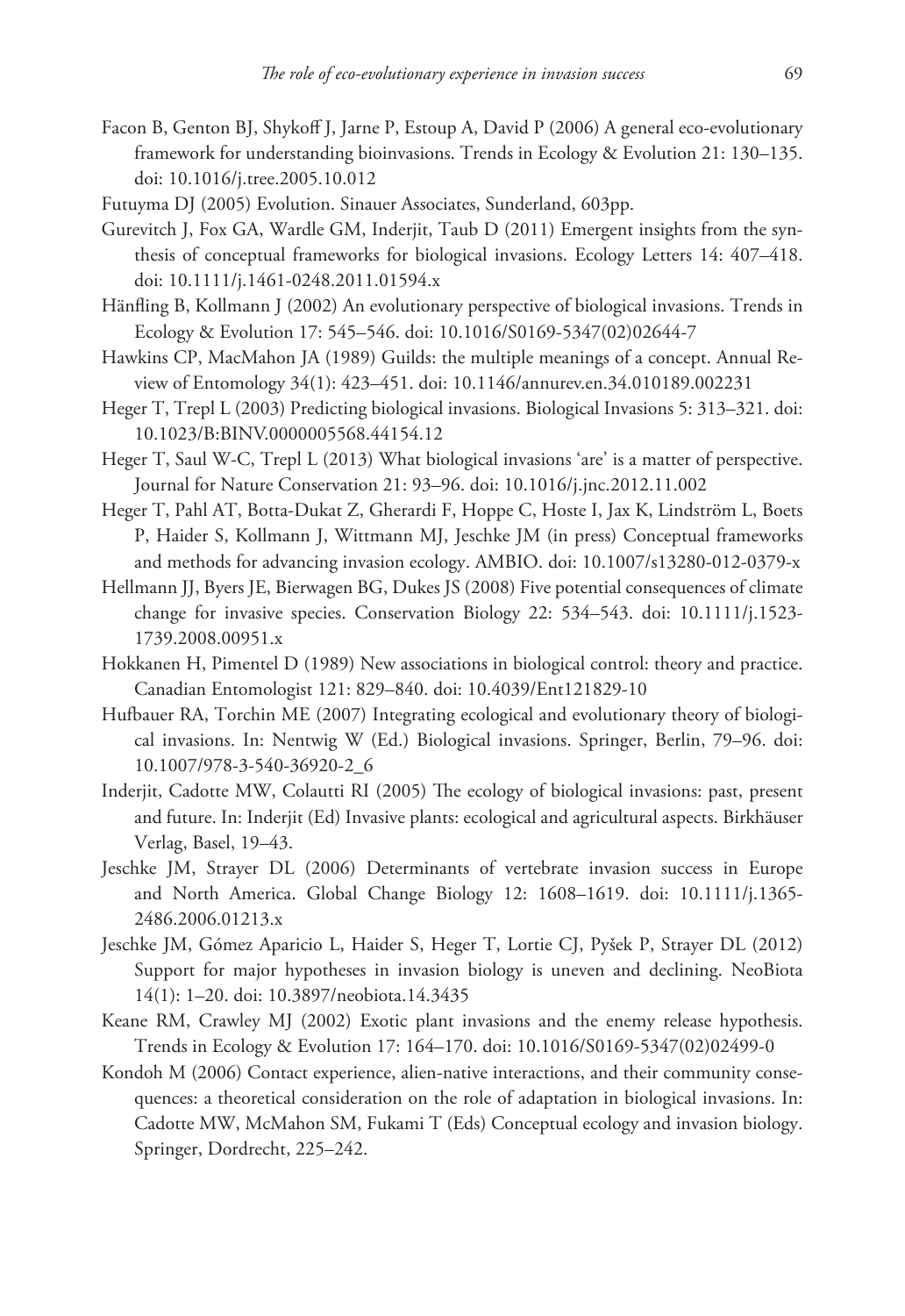Facon B, Genton BJ, Shykoff J, Jarne P, Estoup A, David P (2006) A general eco-evolutionary framework for understanding bioinvasions. Trends in Ecology & Evolution 21: 130–135. doi: 10.1016/j.tree.2005.10.012

Futuyma DJ (2005) Evolution. Sinauer Associates, Sunderland, 603pp.

Gurevitch J, Fox GA, Wardle GM, Inderjit, Taub D (2011) Emergent insights from the synthesis of conceptual frameworks for biological invasions. Ecology Letters 14: 407–418. doi: 10.1111/j.1461-0248.2011.01594.x

Hänfling B, Kollmann J (2002) An evolutionary perspective of biological invasions. Trends in Ecology & Evolution 17: 545–546. doi: 10.1016/S0169-5347(02)02644-7

Hawkins CP, MacMahon JA (1989) Guilds: the multiple meanings of a concept. Annual Review of Entomology 34(1): 423–451. doi: 10.1146/annurev.en.34.010189.002231

Heger T, Trepl L (2003) Predicting biological invasions. Biological Invasions 5: 313–321. doi: 10.1023/B:BINV.0000005568.44154.12

Heger T, Saul W-C, Trepl L (2013) What biological invasions 'are' is a matter of perspective. Journal for Nature Conservation 21: 93–96. doi: 10.1016/j.jnc.2012.11.002

Heger T, Pahl AT, Botta-Dukat Z, Gherardi F, Hoppe C, Hoste I, Jax K, Lindström L, Boets P, Haider S, Kollmann J, Wittmann MJ, Jeschke JM (in press) Conceptual frameworks and methods for advancing invasion ecology. AMBIO. doi: 10.1007/s13280-012-0379-x

Hellmann JJ, Byers JE, Bierwagen BG, Dukes JS (2008) Five potential consequences of climate change for invasive species. Conservation Biology 22: 534–543. doi: 10.1111/j.1523-1739.2008.00951.x

Hokkanen H, Pimentel D (1989) New associations in biological control: theory and practice. Canadian Entomologist 121: 829–840. doi: 10.4039/Ent121829-10

Hufbauer RA, Torchin ME (2007) Integrating ecological and evolutionary theory of biological invasions. In: Nentwig W (Ed.) Biological invasions. Springer, Berlin, 79–96. doi: 10.1007/978-3-540-36920-2_6

Inderjit, Cadotte MW, Colautti RI (2005) The ecology of biological invasions: past, present and future. In: Inderjit (Ed) Invasive plants: ecological and agricultural aspects. Birkhäuser Verlag, Basel, 19–43.

Jeschke JM, Strayer DL (2006) Determinants of vertebrate invasion success in Europe and North America. Global Change Biology 12: 1608–1619. doi: 10.1111/j.1365-2486.2006.01213.x

Jeschke JM, Gómez Aparicio L, Haider S, Heger T, Lortie CJ, Pyšek P, Strayer DL (2012) Support for major hypotheses in invasion biology is uneven and declining. NeoBiota 14(1): 1–20. doi: 10.3897/neobiota.14.3435

Keane RM, Crawley MJ (2002) Exotic plant invasions and the enemy release hypothesis. Trends in Ecology & Evolution 17: 164–170. doi: 10.1016/S0169-5347(02)02499-0

Kondoh M (2006) Contact experience, alien-native interactions, and their community consequences: a theoretical consideration on the role of adaptation in biological invasions. In: Cadotte MW, McMahon SM, Fukami T (Eds) Conceptual ecology and invasion biology. Springer, Dordrecht, 225–242.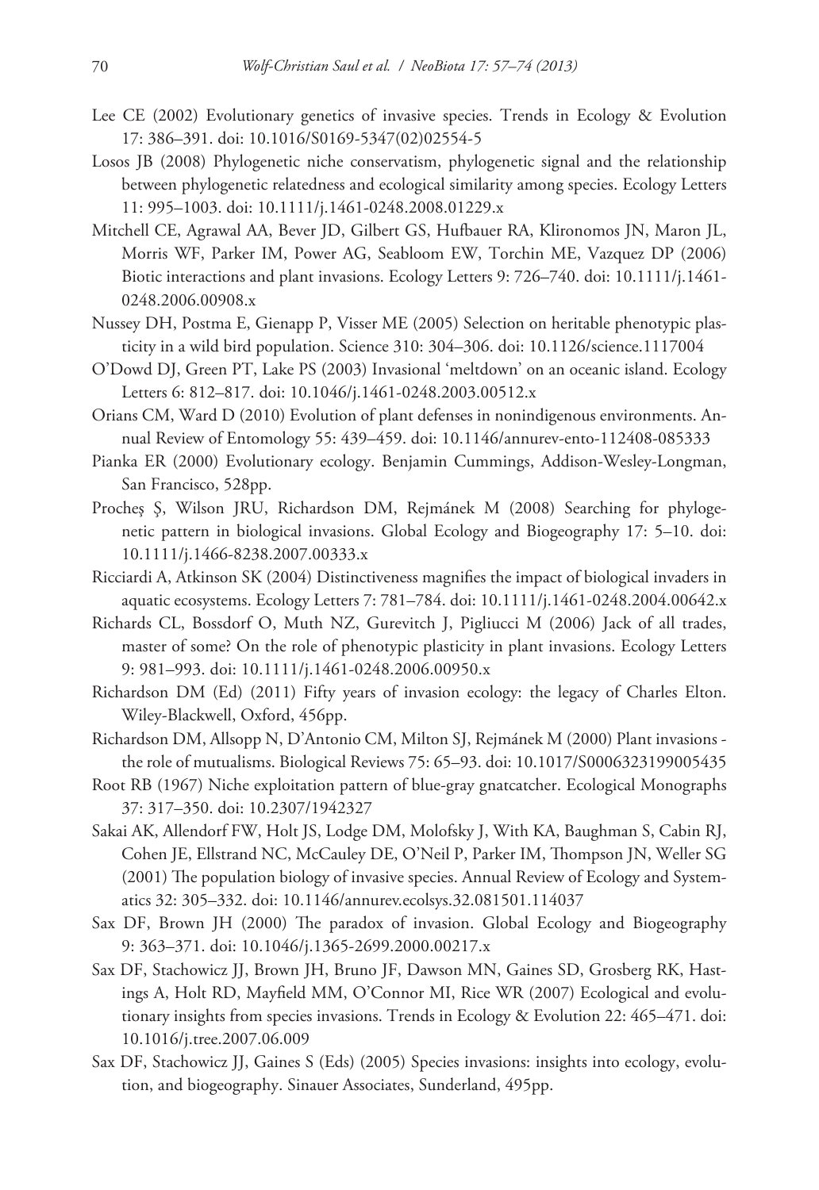Lee CE (2002) Evolutionary genetics of invasive species. Trends in Ecology & Evolution 17: 386–391. doi: 10.1016/S0169-5347(02)02554-5

Losos JB (2008) Phylogenetic niche conservatism, phylogenetic signal and the relationship between phylogenetic relatedness and ecological similarity among species. Ecology Letters 11: 995–1003. doi: 10.1111/j.1461-0248.2008.01229.x

Mitchell CE, Agrawal AA, Bever JD, Gilbert GS, Hufbauer RA, Klironomos JN, Maron JL, Morris WF, Parker IM, Power AG, Seabloom EW, Torchin ME, Vazquez DP (2006) Biotic interactions and plant invasions. Ecology Letters 9: 726–740. doi: 10.1111/j.1461-0248.2006.00908.x

Nussey DH, Postma E, Gienapp P, Visser ME (2005) Selection on heritable phenotypic plasticity in a wild bird population. Science 310: 304–306. doi: 10.1126/science.1117004

O'Dowd DJ, Green PT, Lake PS (2003) Invasional 'meltdown' on an oceanic island. Ecology Letters 6: 812–817. doi: 10.1046/j.1461-0248.2003.00512.x

Orians CM, Ward D (2010) Evolution of plant defenses in nonindigenous environments. Annual Review of Entomology 55: 439–459. doi: 10.1146/annurev-ento-112408-085333

Pianka ER (2000) Evolutionary ecology. Benjamin Cummings, Addison-Wesley-Longman, San Francisco, 528pp.

Procheş Ş, Wilson JRU, Richardson DM, Rejmánek M (2008) Searching for phylogenetic pattern in biological invasions. Global Ecology and Biogeography 17: 5–10. doi: 10.1111/j.1466-8238.2007.00333.x

Ricciardi A, Atkinson SK (2004) Distinctiveness magnifies the impact of biological invaders in aquatic ecosystems. Ecology Letters 7: 781–784. doi: 10.1111/j.1461-0248.2004.00642.x

Richards CL, Bossdorf O, Muth NZ, Gurevitch J, Pigliucci M (2006) Jack of all trades, master of some? On the role of phenotypic plasticity in plant invasions. Ecology Letters 9: 981–993. doi: 10.1111/j.1461-0248.2006.00950.x

Richardson DM (Ed) (2011) Fifty years of invasion ecology: the legacy of Charles Elton. Wiley-Blackwell, Oxford, 456pp.

Richardson DM, Allsopp N, D'Antonio CM, Milton SJ, Rejmánek M (2000) Plant invasions - the role of mutualisms. Biological Reviews 75: 65–93. doi: 10.1017/S0006323199005435

Root RB (1967) Niche exploitation pattern of blue-gray gnatcatcher. Ecological Monographs 37: 317–350. doi: 10.2307/1942327

Sakai AK, Allendorf FW, Holt JS, Lodge DM, Molofsky J, With KA, Baughman S, Cabin RJ, Cohen JE, Ellstrand NC, McCauley DE, O'Neil P, Parker IM, Thompson JN, Weller SG (2001) The population biology of invasive species. Annual Review of Ecology and Systematics 32: 305–332. doi: 10.1146/annurev.ecolsys.32.081501.114037

Sax DF, Brown JH (2000) The paradox of invasion. Global Ecology and Biogeography 9: 363–371. doi: 10.1046/j.1365-2699.2000.00217.x

Sax DF, Stachowicz JJ, Brown JH, Bruno JF, Dawson MN, Gaines SD, Grosberg RK, Hastings A, Holt RD, Mayfield MM, O'Connor MI, Rice WR (2007) Ecological and evolutionary insights from species invasions. Trends in Ecology & Evolution 22: 465–471. doi: 10.1016/j.tree.2007.06.009

Sax DF, Stachowicz JJ, Gaines S (Eds) (2005) Species invasions: insights into ecology, evolution, and biogeography. Sinauer Associates, Sunderland, 495pp.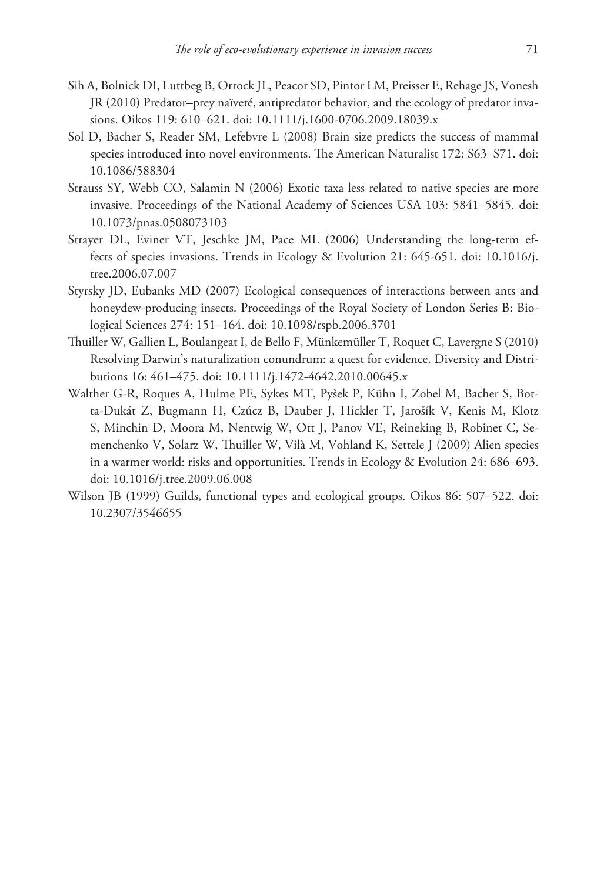Sih A, Bolnick DI, Luttbeg B, Orrock JL, Peacor SD, Pintor LM, Preisser E, Rehage JS, Vonesh JR (2010) Predator–prey naïveté, antipredator behavior, and the ecology of predator invasions. Oikos 119: 610–621. doi: 10.1111/j.1600-0706.2009.18039.x

Sol D, Bacher S, Reader SM, Lefebvre L (2008) Brain size predicts the success of mammal species introduced into novel environments. The American Naturalist 172: S63–S71. doi: 10.1086/588304

Strauss SY, Webb CO, Salamin N (2006) Exotic taxa less related to native species are more invasive. Proceedings of the National Academy of Sciences USA 103: 5841–5845. doi: 10.1073/pnas.0508073103

Strayer DL, Eviner VT, Jeschke JM, Pace ML (2006) Understanding the long-term effects of species invasions. Trends in Ecology & Evolution 21: 645-651. doi: 10.1016/j.tree.2006.07.007

Styrsky JD, Eubanks MD (2007) Ecological consequences of interactions between ants and honeydew-producing insects. Proceedings of the Royal Society of London Series B: Biological Sciences 274: 151–164. doi: 10.1098/rspb.2006.3701

Thuiller W, Gallien L, Boulangeat I, de Bello F, Münkemüller T, Roquet C, Lavergne S (2010) Resolving Darwin's naturalization conundrum: a quest for evidence. Diversity and Distributions 16: 461–475. doi: 10.1111/j.1472-4642.2010.00645.x

Walther G-R, Roques A, Hulme PE, Sykes MT, Pyšek P, Kühn I, Zobel M, Bacher S, Botta-Dukát Z, Bugmann H, Czúcz B, Dauber J, Hickler T, Jarošík V, Kenis M, Klotz S, Minchin D, Moora M, Nentwig W, Ott J, Panov VE, Reineking B, Robinet C, Semenchenko V, Solarz W, Thuiller W, Vilà M, Vohland K, Settele J (2009) Alien species in a warmer world: risks and opportunities. Trends in Ecology & Evolution 24: 686–693. doi: 10.1016/j.tree.2009.06.008

Wilson JB (1999) Guilds, functional types and ecological groups. Oikos 86: 507–522. doi: 10.2307/3546655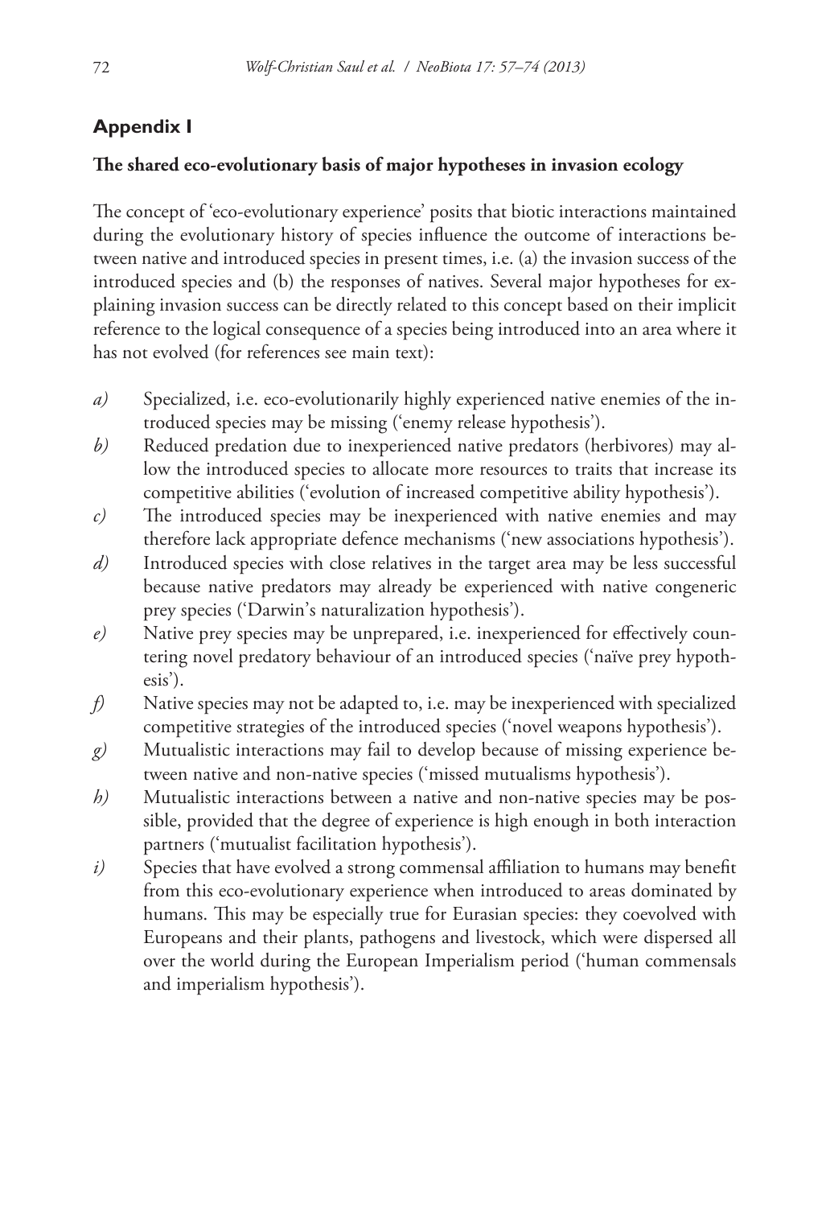## Appendix I

### The shared eco-evolutionary basis of major hypotheses in invasion ecology

The concept of 'eco-evolutionary experience' posits that biotic interactions maintained during the evolutionary history of species influence the outcome of interactions between native and introduced species in present times, i.e. (a) the invasion success of the introduced species and (b) the responses of natives. Several major hypotheses for explaining invasion success can be directly related to this concept based on their implicit reference to the logical consequence of a species being introduced into an area where it has not evolved (for references see main text):

- *a)* Specialized, i.e. eco-evolutionarily highly experienced native enemies of the introduced species may be missing ('enemy release hypothesis').
- *b)* Reduced predation due to inexperienced native predators (herbivores) may allow the introduced species to allocate more resources to traits that increase its competitive abilities ('evolution of increased competitive ability hypothesis').
- *c)* The introduced species may be inexperienced with native enemies and may therefore lack appropriate defence mechanisms ('new associations hypothesis').
- *d)* Introduced species with close relatives in the target area may be less successful because native predators may already be experienced with native congeneric prey species ('Darwin's naturalization hypothesis').
- *e)* Native prey species may be unprepared, i.e. inexperienced for effectively countering novel predatory behaviour of an introduced species ('naïve prey hypothesis').
- *f)* Native species may not be adapted to, i.e. may be inexperienced with specialized competitive strategies of the introduced species ('novel weapons hypothesis').
- *g)* Mutualistic interactions may fail to develop because of missing experience between native and non-native species ('missed mutualisms hypothesis').
- *h)* Mutualistic interactions between a native and non-native species may be possible, provided that the degree of experience is high enough in both interaction partners ('mutualist facilitation hypothesis').
- *i)* Species that have evolved a strong commensal affiliation to humans may benefit from this eco-evolutionary experience when introduced to areas dominated by humans. This may be especially true for Eurasian species: they coevolved with Europeans and their plants, pathogens and livestock, which were dispersed all over the world during the European Imperialism period ('human commensals and imperialism hypothesis').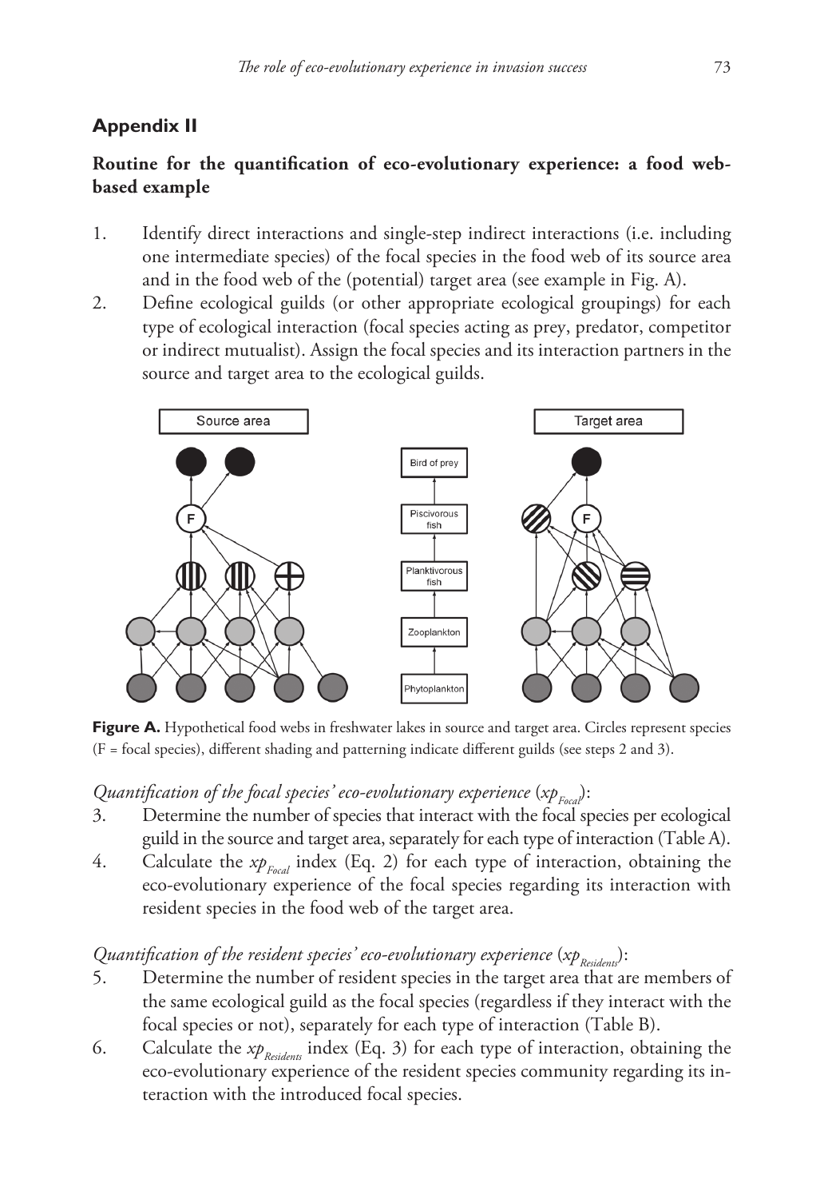## Appendix II

### Routine for the quantification of eco-evolutionary experience: a food web-based example

1. Identify direct interactions and single-step indirect interactions (i.e. including one intermediate species) of the focal species in the food web of its source area and in the food web of the (potential) target area (see example in Fig. A).
2. Define ecological guilds (or other appropriate ecological groupings) for each type of ecological interaction (focal species acting as prey, predator, competitor or indirect mutualist). Assign the focal species and its interaction partners in the source and target area to the ecological guilds.

**Figure A.** Hypothetical food webs in freshwater lakes in source and target area. Circles represent species (F = focal species), different shading and patterning indicate different guilds (see steps 2 and 3).

*Quantification of the focal species' eco-evolutionary experience* ($xp_{Focal}$):

3. Determine the number of species that interact with the focal species per ecological guild in the source and target area, separately for each type of interaction (Table A).
4. Calculate the $xp_{Focal}$ index (Eq. 2) for each type of interaction, obtaining the eco-evolutionary experience of the focal species regarding its interaction with resident species in the food web of the target area.

*Quantification of the resident species' eco-evolutionary experience* ($xp_{Residents}$):

5. Determine the number of resident species in the target area that are members of the same ecological guild as the focal species (regardless if they interact with the focal species or not), separately for each type of interaction (Table B).
6. Calculate the $xp_{Residents}$ index (Eq. 3) for each type of interaction, obtaining the eco-evolutionary experience of the resident species community regarding its interaction with the introduced focal species.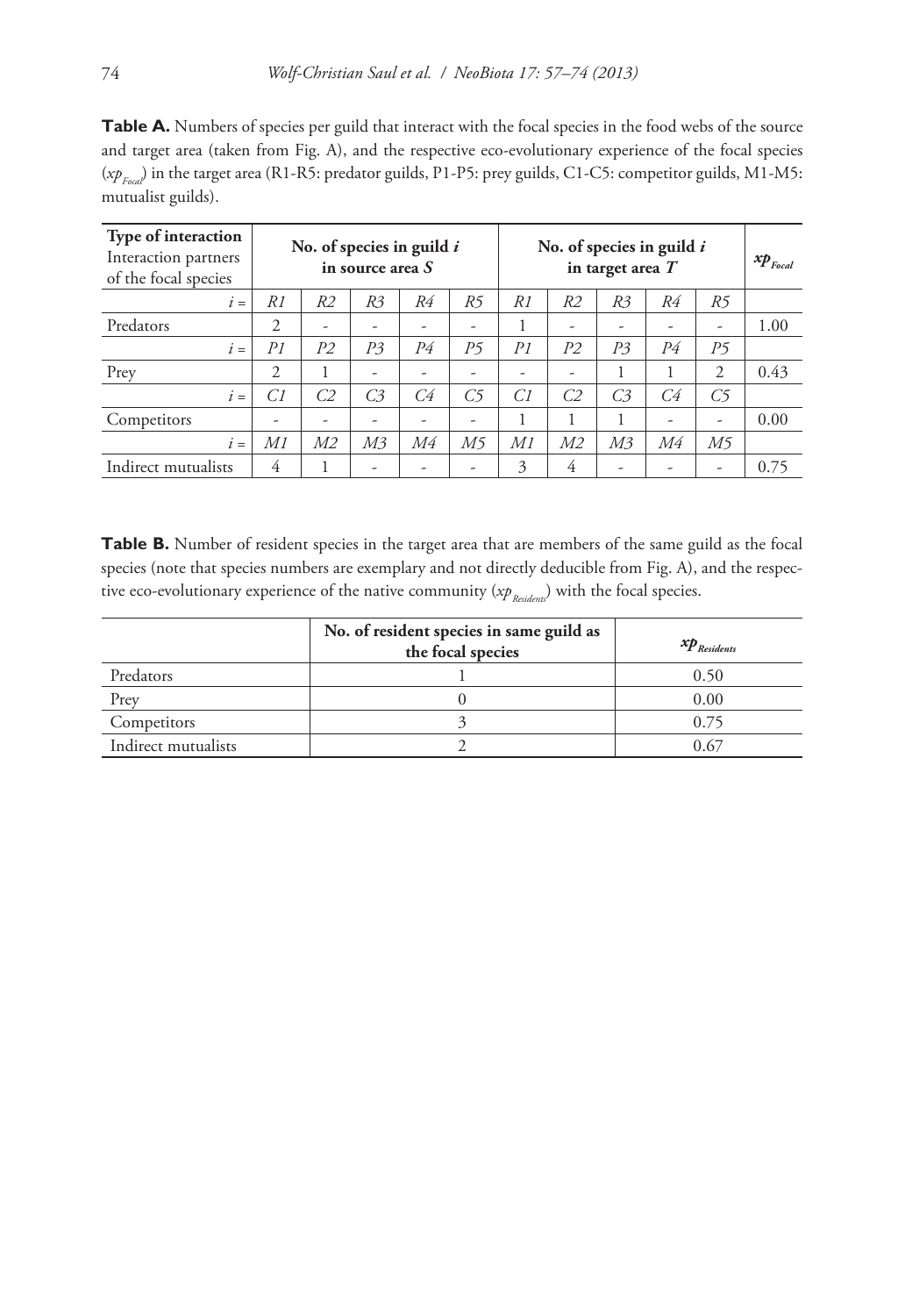**Table A.** Numbers of species per guild that interact with the focal species in the food webs of the source and target area (taken from Fig. A), and the respective eco-evolutionary experience of the focal species ($xp_{Focal}$) in the target area (R1-R5: predator guilds, P1-P5: prey guilds, C1-C5: competitor guilds, M1-M5: mutualist guilds).

| **Type of interaction** Interaction partners of the focal species | **No. of species in guild *i* in source area *S*** | | | | | **No. of species in guild *i* in target area *T*** | | | | | $xp_{Focal}$ |
|---|---|---|---|---|---|---|---|---|---|---|---|
| *i* = | *R1* | *R2* | *R3* | *R4* | *R5* | *R1* | *R2* | *R3* | *R4* | *R5* | |
| Predators | 2 | - | - | - | - | 1 | - | - | - | - | 1.00 |
| *i* = | *P1* | *P2* | *P3* | *P4* | *P5* | *P1* | *P2* | *P3* | *P4* | *P5* | |
| Prey | 2 | 1 | - | - | - | - | - | 1 | 1 | 2 | 0.43 |
| *i* = | *C1* | *C2* | *C3* | *C4* | *C5* | *C1* | *C2* | *C3* | *C4* | *C5* | |
| Competitors | - | - | - | - | - | 1 | 1 | 1 | - | - | 0.00 |
| *i* = | *M1* | *M2* | *M3* | *M4* | *M5* | *M1* | *M2* | *M3* | *M4* | *M5* | |
| Indirect mutualists | 4 | 1 | - | - | - | 3 | 4 | - | - | - | 0.75 |

**Table B.** Number of resident species in the target area that are members of the same guild as the focal species (note that species numbers are exemplary and not directly deducible from Fig. A), and the respective eco-evolutionary experience of the native community ($xp_{Residents}$) with the focal species.

| | **No. of resident species in same guild as the focal species** | $xp_{Residents}$ |
|---|---|---|
| Predators | 1 | 0.50 |
| Prey | 0 | 0.00 |
| Competitors | 3 | 0.75 |
| Indirect mutualists | 2 | 0.67 |